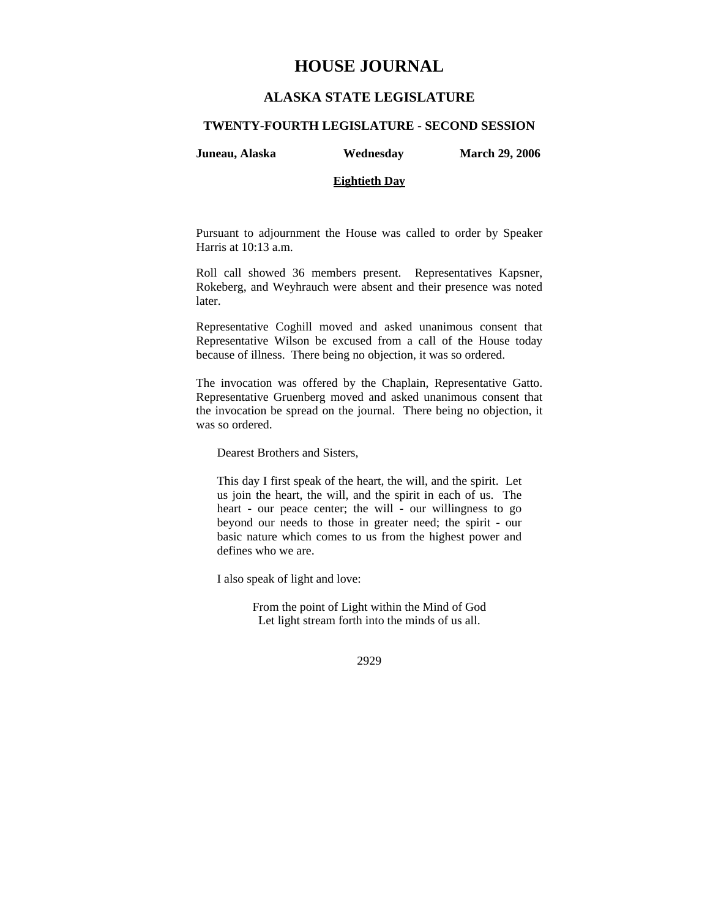# HOUSE JOURNAL

## ALASKA STATE LEGISLATURE

### TWENTY-FOURTH LEGISLATURE - SECOND SESSION

**Juneau, Alaska** **Wednesday** **March 29, 2006**

**Eightieth Day**

Pursuant to adjournment the House was called to order by Speaker Harris at 10:13 a.m.

Roll call showed 36 members present. Representatives Kapsner, Rokeberg, and Weyhrauch were absent and their presence was noted later.

Representative Coghill moved and asked unanimous consent that Representative Wilson be excused from a call of the House today because of illness. There being no objection, it was so ordered.

The invocation was offered by the Chaplain, Representative Gatto. Representative Gruenberg moved and asked unanimous consent that the invocation be spread on the journal. There being no objection, it was so ordered.

> Dearest Brothers and Sisters,
>
> This day I first speak of the heart, the will, and the spirit. Let us join the heart, the will, and the spirit in each of us. The heart - our peace center; the will - our willingness to go beyond our needs to those in greater need; the spirit - our basic nature which comes to us from the highest power and defines who we are.
>
> I also speak of light and love:
>
> > From the point of Light within the Mind of God
> > Let light stream forth into the minds of us all.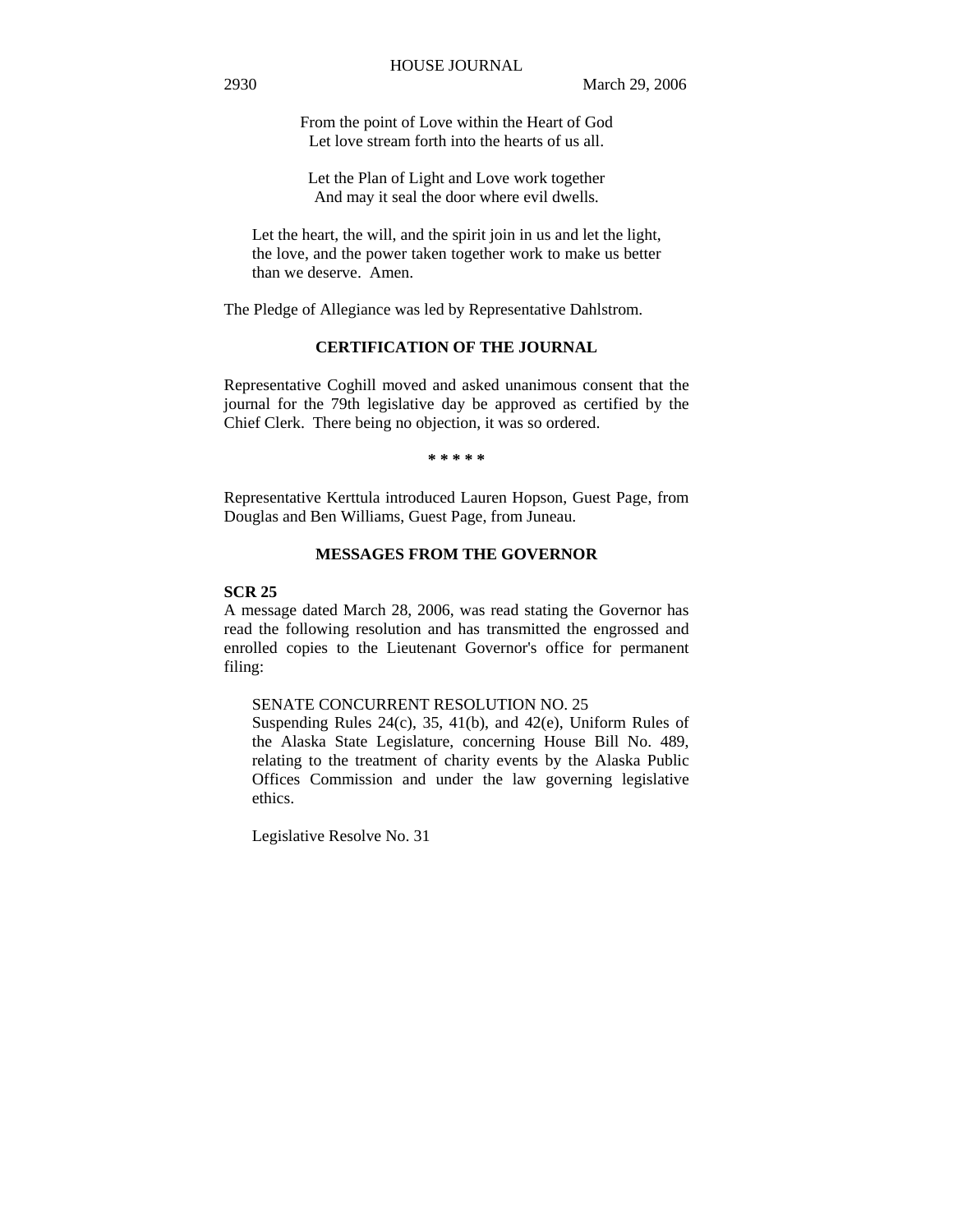From the point of Love within the Heart of God
Let love stream forth into the hearts of us all.

Let the Plan of Light and Love work together
And may it seal the door where evil dwells.

Let the heart, the will, and the spirit join in us and let the light, the love, and the power taken together work to make us better than we deserve. Amen.

The Pledge of Allegiance was led by Representative Dahlstrom.

## CERTIFICATION OF THE JOURNAL

Representative Coghill moved and asked unanimous consent that the journal for the 79th legislative day be approved as certified by the Chief Clerk. There being no objection, it was so ordered.

**\* \* \* \* \***

Representative Kerttula introduced Lauren Hopson, Guest Page, from Douglas and Ben Williams, Guest Page, from Juneau.

## MESSAGES FROM THE GOVERNOR

**SCR 25**

A message dated March 28, 2006, was read stating the Governor has read the following resolution and has transmitted the engrossed and enrolled copies to the Lieutenant Governor's office for permanent filing:

SENATE CONCURRENT RESOLUTION NO. 25
Suspending Rules 24(c), 35, 41(b), and 42(e), Uniform Rules of the Alaska State Legislature, concerning House Bill No. 489, relating to the treatment of charity events by the Alaska Public Offices Commission and under the law governing legislative ethics.

Legislative Resolve No. 31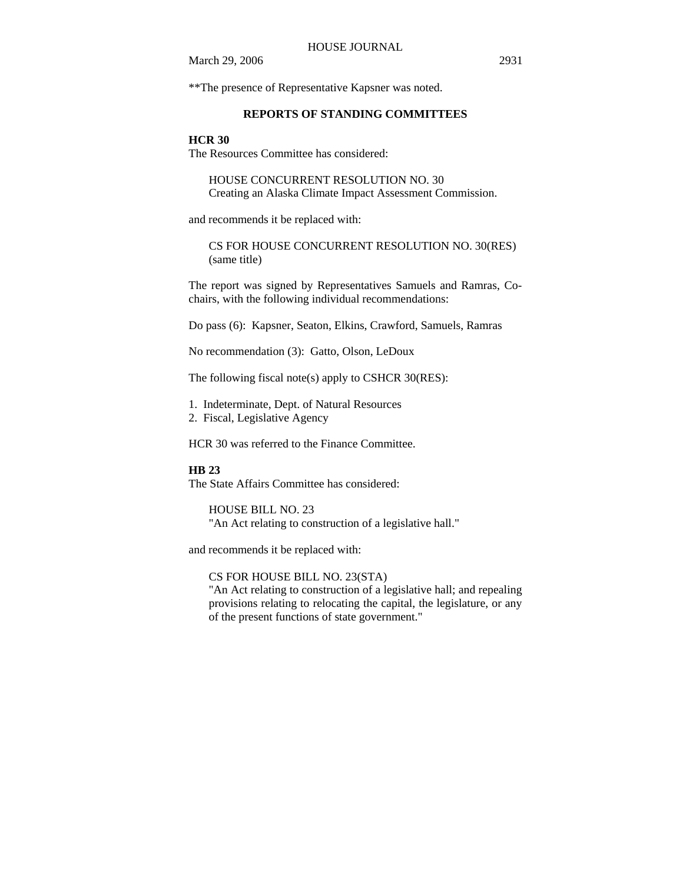**The presence of Representative Kapsner was noted.

## REPORTS OF STANDING COMMITTEES

**HCR 30**

The Resources Committee has considered:

HOUSE CONCURRENT RESOLUTION NO. 30
Creating an Alaska Climate Impact Assessment Commission.

and recommends it be replaced with:

CS FOR HOUSE CONCURRENT RESOLUTION NO. 30(RES)
(same title)

The report was signed by Representatives Samuels and Ramras, Co-chairs, with the following individual recommendations:

Do pass (6): Kapsner, Seaton, Elkins, Crawford, Samuels, Ramras

No recommendation (3): Gatto, Olson, LeDoux

The following fiscal note(s) apply to CSHCR 30(RES):

1. Indeterminate, Dept. of Natural Resources
2. Fiscal, Legislative Agency

HCR 30 was referred to the Finance Committee.

**HB 23**

The State Affairs Committee has considered:

HOUSE BILL NO. 23
"An Act relating to construction of a legislative hall."

and recommends it be replaced with:

CS FOR HOUSE BILL NO. 23(STA)
"An Act relating to construction of a legislative hall; and repealing provisions relating to relocating the capital, the legislature, or any of the present functions of state government."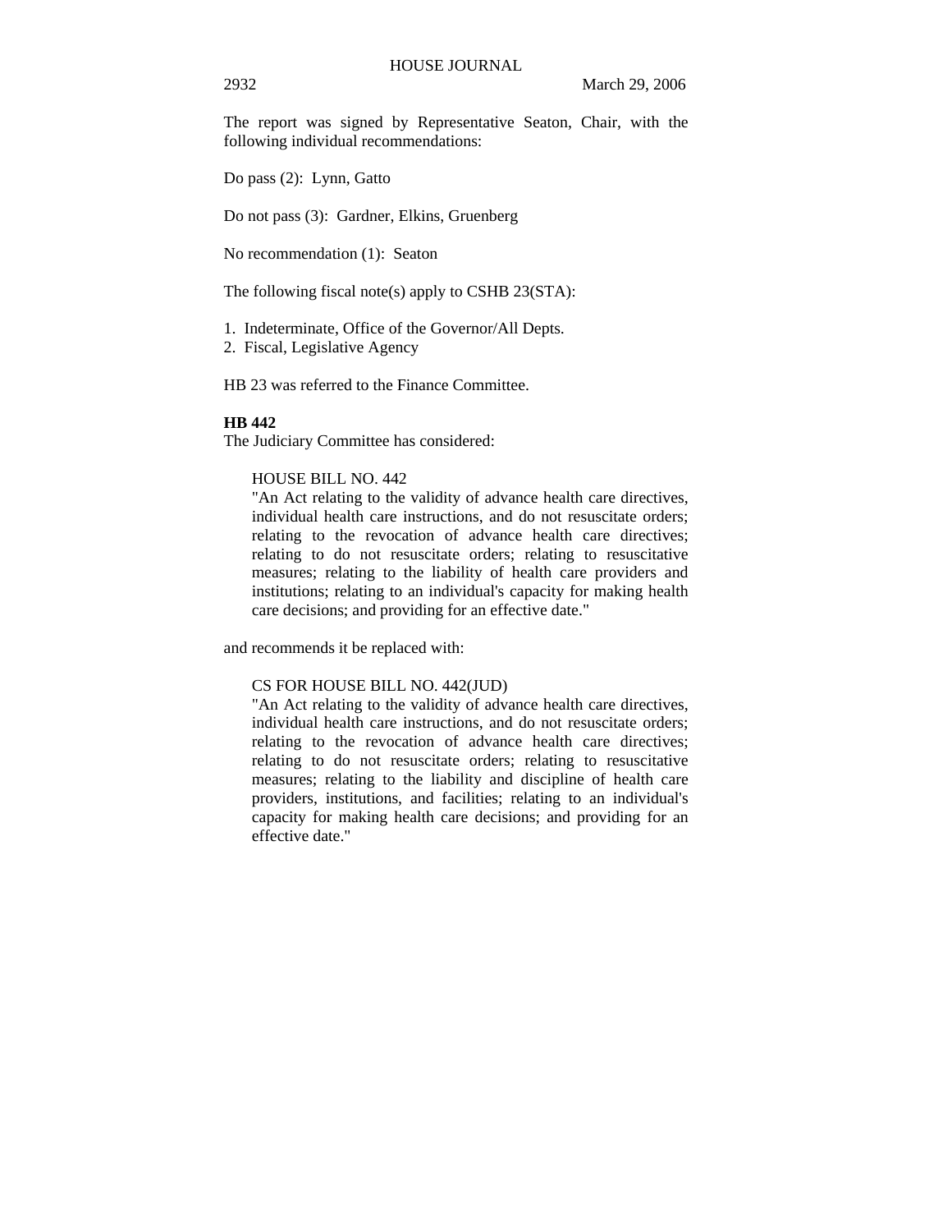The report was signed by Representative Seaton, Chair, with the following individual recommendations:

Do pass (2): Lynn, Gatto

Do not pass (3): Gardner, Elkins, Gruenberg

No recommendation (1): Seaton

The following fiscal note(s) apply to CSHB 23(STA):

1. Indeterminate, Office of the Governor/All Depts.
2. Fiscal, Legislative Agency

HB 23 was referred to the Finance Committee.

**HB 442**

The Judiciary Committee has considered:

> HOUSE BILL NO. 442
> "An Act relating to the validity of advance health care directives, individual health care instructions, and do not resuscitate orders; relating to the revocation of advance health care directives; relating to do not resuscitate orders; relating to resuscitative measures; relating to the liability of health care providers and institutions; relating to an individual's capacity for making health care decisions; and providing for an effective date."

and recommends it be replaced with:

> CS FOR HOUSE BILL NO. 442(JUD)
> "An Act relating to the validity of advance health care directives, individual health care instructions, and do not resuscitate orders; relating to the revocation of advance health care directives; relating to do not resuscitate orders; relating to resuscitative measures; relating to the liability and discipline of health care providers, institutions, and facilities; relating to an individual's capacity for making health care decisions; and providing for an effective date."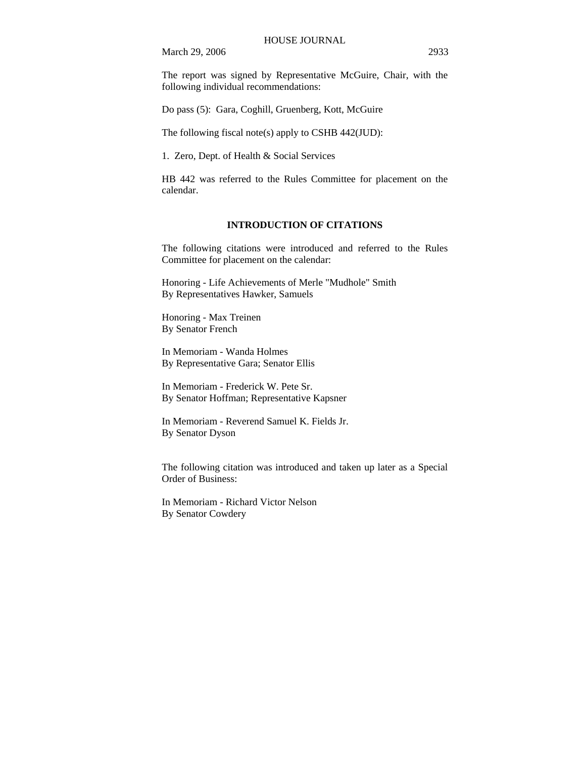The report was signed by Representative McGuire, Chair, with the following individual recommendations:

Do pass (5): Gara, Coghill, Gruenberg, Kott, McGuire

The following fiscal note(s) apply to CSHB 442(JUD):

1. Zero, Dept. of Health & Social Services

HB 442 was referred to the Rules Committee for placement on the calendar.

**INTRODUCTION OF CITATIONS**

The following citations were introduced and referred to the Rules Committee for placement on the calendar:

Honoring - Life Achievements of Merle "Mudhole" Smith
By Representatives Hawker, Samuels

Honoring - Max Treinen
By Senator French

In Memoriam - Wanda Holmes
By Representative Gara; Senator Ellis

In Memoriam - Frederick W. Pete Sr.
By Senator Hoffman; Representative Kapsner

In Memoriam - Reverend Samuel K. Fields Jr.
By Senator Dyson

The following citation was introduced and taken up later as a Special Order of Business:

In Memoriam - Richard Victor Nelson
By Senator Cowdery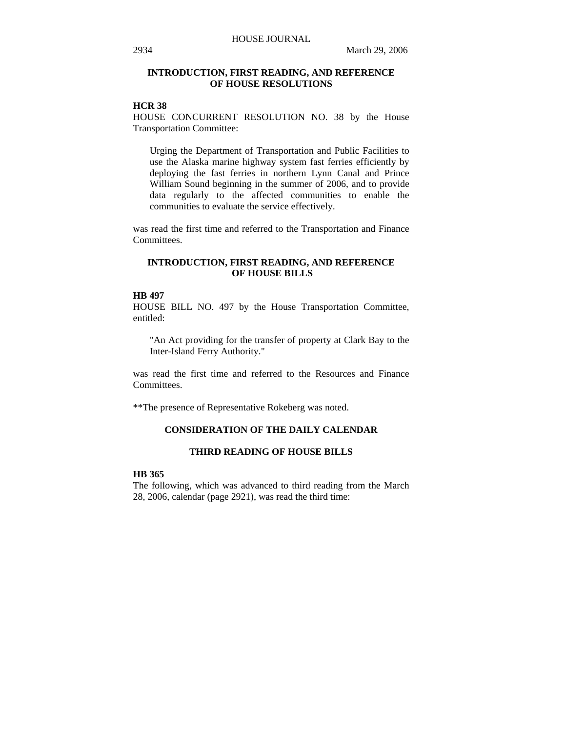## INTRODUCTION, FIRST READING, AND REFERENCE OF HOUSE RESOLUTIONS

**HCR 38**

HOUSE CONCURRENT RESOLUTION NO. 38 by the House Transportation Committee:

> Urging the Department of Transportation and Public Facilities to use the Alaska marine highway system fast ferries efficiently by deploying the fast ferries in northern Lynn Canal and Prince William Sound beginning in the summer of 2006, and to provide data regularly to the affected communities to enable the communities to evaluate the service effectively.

was read the first time and referred to the Transportation and Finance Committees.

## INTRODUCTION, FIRST READING, AND REFERENCE OF HOUSE BILLS

**HB 497**

HOUSE BILL NO. 497 by the House Transportation Committee, entitled:

> "An Act providing for the transfer of property at Clark Bay to the Inter-Island Ferry Authority."

was read the first time and referred to the Resources and Finance Committees.

**The presence of Representative Rokeberg was noted.

## CONSIDERATION OF THE DAILY CALENDAR

## THIRD READING OF HOUSE BILLS

**HB 365**

The following, which was advanced to third reading from the March 28, 2006, calendar (page 2921), was read the third time: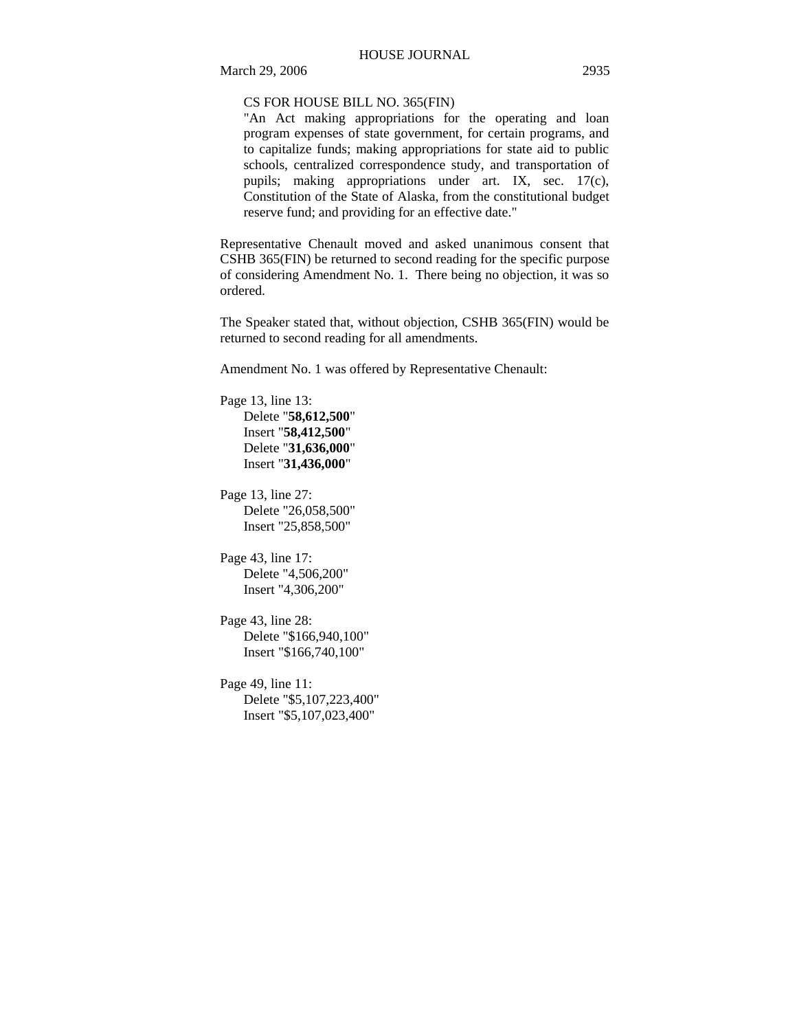CS FOR HOUSE BILL NO. 365(FIN)
"An Act making appropriations for the operating and loan program expenses of state government, for certain programs, and to capitalize funds; making appropriations for state aid to public schools, centralized correspondence study, and transportation of pupils; making appropriations under art. IX, sec. 17(c), Constitution of the State of Alaska, from the constitutional budget reserve fund; and providing for an effective date."

Representative Chenault moved and asked unanimous consent that CSHB 365(FIN) be returned to second reading for the specific purpose of considering Amendment No. 1. There being no objection, it was so ordered.

The Speaker stated that, without objection, CSHB 365(FIN) would be returned to second reading for all amendments.

Amendment No. 1 was offered by Representative Chenault:

Page 13, line 13:
Delete "**58,612,500**"
Insert "**58,412,500**"
Delete "**31,636,000**"
Insert "**31,436,000**"

Page 13, line 27:
Delete "26,058,500"
Insert "25,858,500"

Page 43, line 17:
Delete "4,506,200"
Insert "4,306,200"

Page 43, line 28:
Delete "$166,940,100"
Insert "$166,740,100"

Page 49, line 11:
Delete "$5,107,223,400"
Insert "$5,107,023,400"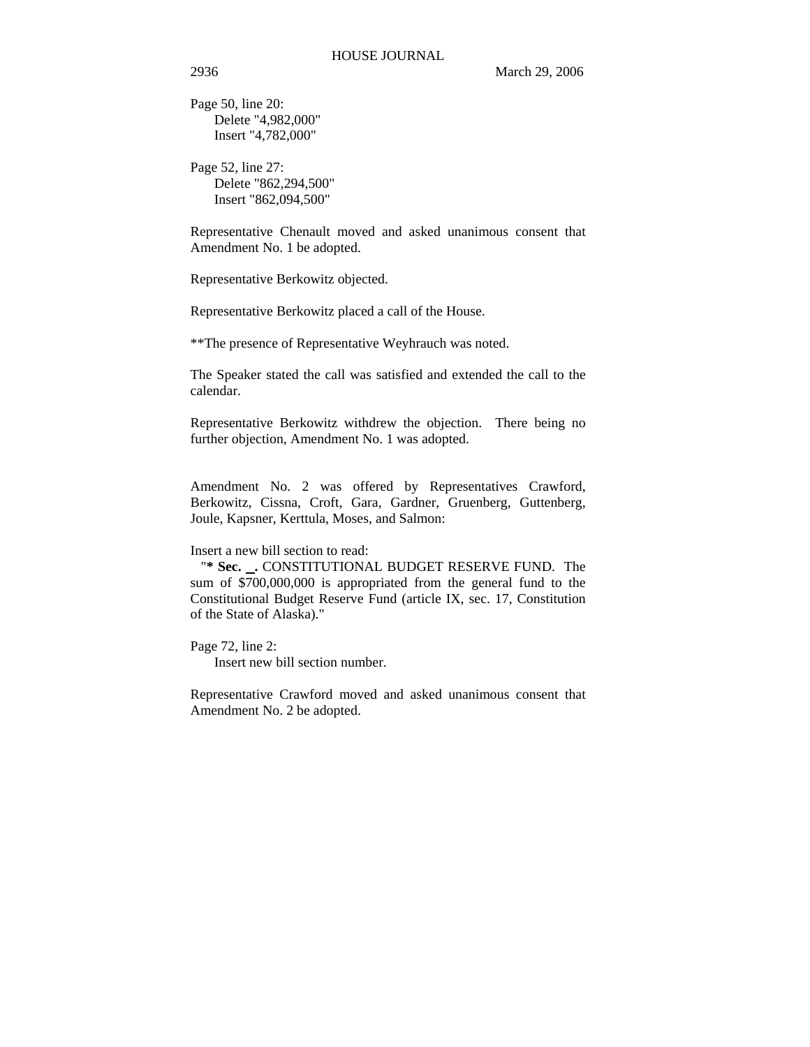Page 50, line 20:
Delete "4,982,000"
Insert "4,782,000"

Page 52, line 27:
Delete "862,294,500"
Insert "862,094,500"

Representative Chenault moved and asked unanimous consent that Amendment No. 1 be adopted.

Representative Berkowitz objected.

Representative Berkowitz placed a call of the House.

**The presence of Representative Weyhrauch was noted.

The Speaker stated the call was satisfied and extended the call to the calendar.

Representative Berkowitz withdrew the objection. There being no further objection, Amendment No. 1 was adopted.

Amendment No. 2 was offered by Representatives Crawford, Berkowitz, Cissna, Croft, Gara, Gardner, Gruenberg, Guttenberg, Joule, Kapsner, Kerttula, Moses, and Salmon:

Insert a new bill section to read:

"**\* Sec. _.** CONSTITUTIONAL BUDGET RESERVE FUND. The sum of $700,000,000 is appropriated from the general fund to the Constitutional Budget Reserve Fund (article IX, sec. 17, Constitution of the State of Alaska)."

Page 72, line 2:
Insert new bill section number.

Representative Crawford moved and asked unanimous consent that Amendment No. 2 be adopted.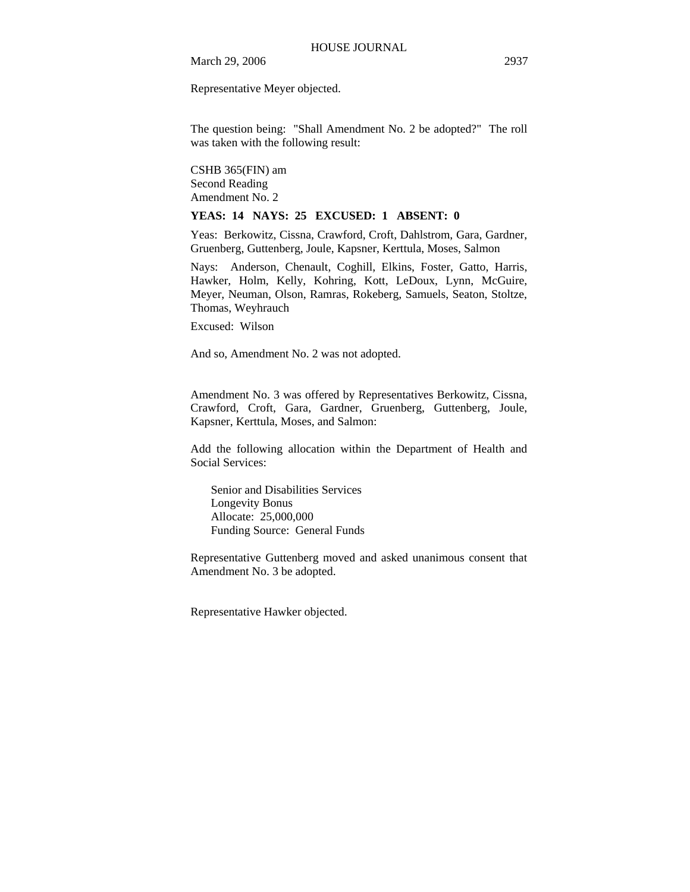Representative Meyer objected.

The question being: "Shall Amendment No. 2 be adopted?" The roll was taken with the following result:

CSHB 365(FIN) am
Second Reading
Amendment No. 2

**YEAS: 14 NAYS: 25 EXCUSED: 1 ABSENT: 0**

Yeas: Berkowitz, Cissna, Crawford, Croft, Dahlstrom, Gara, Gardner, Gruenberg, Guttenberg, Joule, Kapsner, Kerttula, Moses, Salmon

Nays: Anderson, Chenault, Coghill, Elkins, Foster, Gatto, Harris, Hawker, Holm, Kelly, Kohring, Kott, LeDoux, Lynn, McGuire, Meyer, Neuman, Olson, Ramras, Rokeberg, Samuels, Seaton, Stoltze, Thomas, Weyhrauch

Excused: Wilson

And so, Amendment No. 2 was not adopted.

Amendment No. 3 was offered by Representatives Berkowitz, Cissna, Crawford, Croft, Gara, Gardner, Gruenberg, Guttenberg, Joule, Kapsner, Kerttula, Moses, and Salmon:

Add the following allocation within the Department of Health and Social Services:

> Senior and Disabilities Services
> Longevity Bonus
> Allocate: 25,000,000
> Funding Source: General Funds

Representative Guttenberg moved and asked unanimous consent that Amendment No. 3 be adopted.

Representative Hawker objected.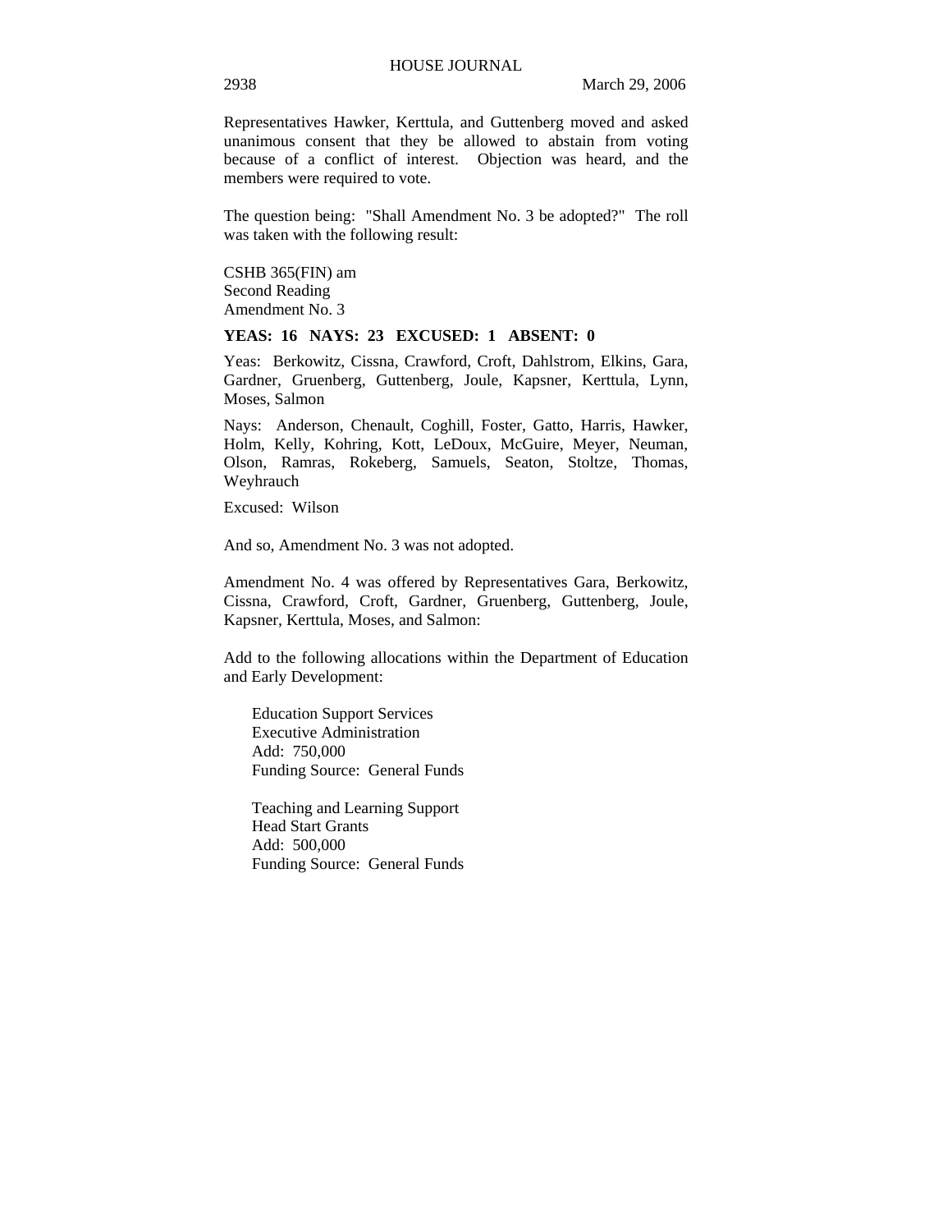Representatives Hawker, Kerttula, and Guttenberg moved and asked unanimous consent that they be allowed to abstain from voting because of a conflict of interest. Objection was heard, and the members were required to vote.

The question being: "Shall Amendment No. 3 be adopted?" The roll was taken with the following result:

CSHB 365(FIN) am
Second Reading
Amendment No. 3

**YEAS: 16 NAYS: 23 EXCUSED: 1 ABSENT: 0**

Yeas: Berkowitz, Cissna, Crawford, Croft, Dahlstrom, Elkins, Gara, Gardner, Gruenberg, Guttenberg, Joule, Kapsner, Kerttula, Lynn, Moses, Salmon

Nays: Anderson, Chenault, Coghill, Foster, Gatto, Harris, Hawker, Holm, Kelly, Kohring, Kott, LeDoux, McGuire, Meyer, Neuman, Olson, Ramras, Rokeberg, Samuels, Seaton, Stoltze, Thomas, Weyhrauch

Excused: Wilson

And so, Amendment No. 3 was not adopted.

Amendment No. 4 was offered by Representatives Gara, Berkowitz, Cissna, Crawford, Croft, Gardner, Gruenberg, Guttenberg, Joule, Kapsner, Kerttula, Moses, and Salmon:

Add to the following allocations within the Department of Education and Early Development:

Education Support Services
Executive Administration
Add: 750,000
Funding Source: General Funds

Teaching and Learning Support
Head Start Grants
Add: 500,000
Funding Source: General Funds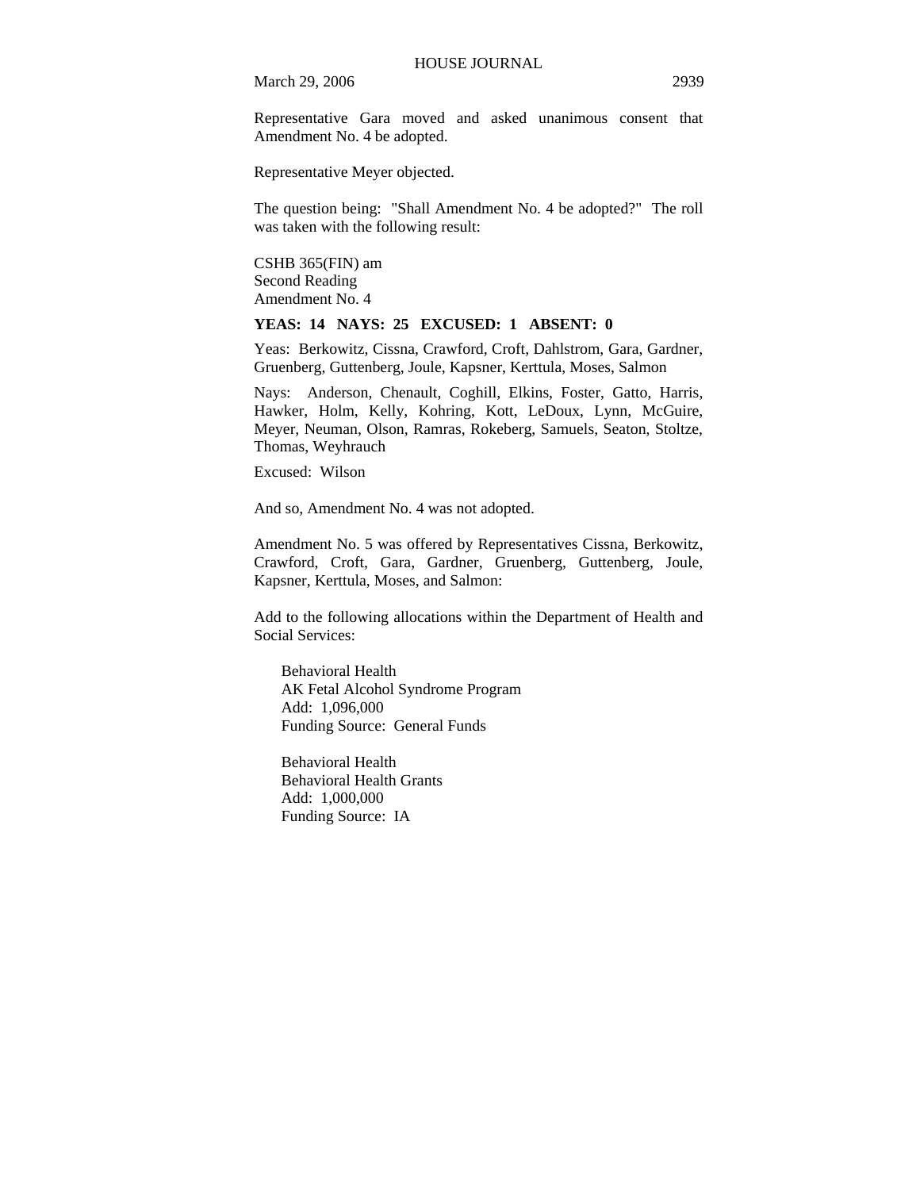Representative Gara moved and asked unanimous consent that Amendment No. 4 be adopted.

Representative Meyer objected.

The question being: "Shall Amendment No. 4 be adopted?" The roll was taken with the following result:

CSHB 365(FIN) am
Second Reading
Amendment No. 4

**YEAS: 14 NAYS: 25 EXCUSED: 1 ABSENT: 0**

Yeas: Berkowitz, Cissna, Crawford, Croft, Dahlstrom, Gara, Gardner, Gruenberg, Guttenberg, Joule, Kapsner, Kerttula, Moses, Salmon

Nays: Anderson, Chenault, Coghill, Elkins, Foster, Gatto, Harris, Hawker, Holm, Kelly, Kohring, Kott, LeDoux, Lynn, McGuire, Meyer, Neuman, Olson, Ramras, Rokeberg, Samuels, Seaton, Stoltze, Thomas, Weyhrauch

Excused: Wilson

And so, Amendment No. 4 was not adopted.

Amendment No. 5 was offered by Representatives Cissna, Berkowitz, Crawford, Croft, Gara, Gardner, Gruenberg, Guttenberg, Joule, Kapsner, Kerttula, Moses, and Salmon:

Add to the following allocations within the Department of Health and Social Services:

Behavioral Health
AK Fetal Alcohol Syndrome Program
Add: 1,096,000
Funding Source: General Funds

Behavioral Health
Behavioral Health Grants
Add: 1,000,000
Funding Source: IA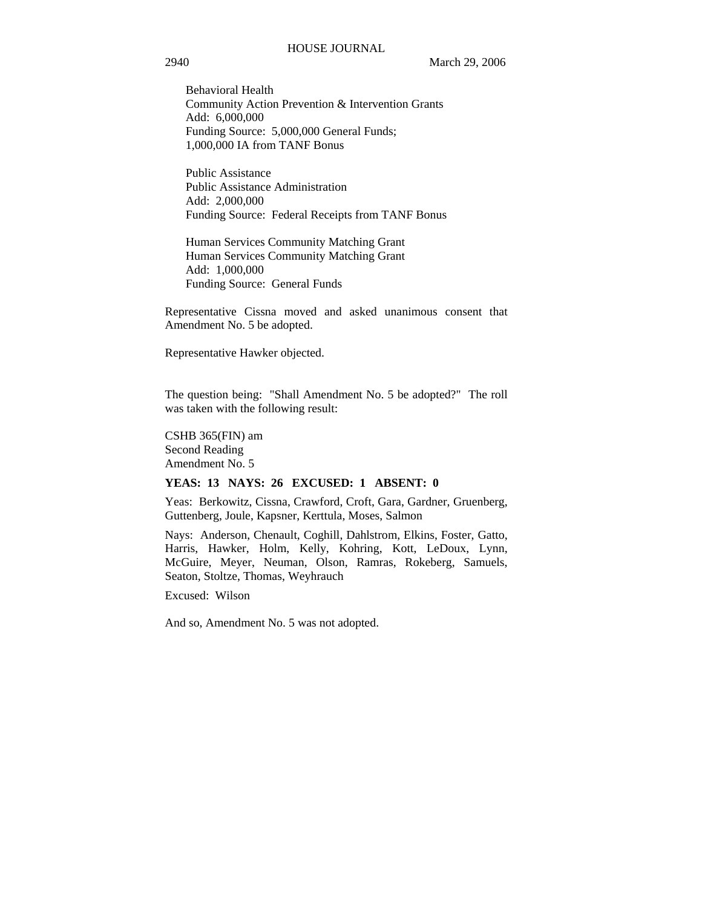Behavioral Health
Community Action Prevention & Intervention Grants
Add: 6,000,000
Funding Source: 5,000,000 General Funds;
1,000,000 IA from TANF Bonus

Public Assistance
Public Assistance Administration
Add: 2,000,000
Funding Source: Federal Receipts from TANF Bonus

Human Services Community Matching Grant
Human Services Community Matching Grant
Add: 1,000,000
Funding Source: General Funds

Representative Cissna moved and asked unanimous consent that Amendment No. 5 be adopted.

Representative Hawker objected.

The question being: "Shall Amendment No. 5 be adopted?" The roll was taken with the following result:

CSHB 365(FIN) am
Second Reading
Amendment No. 5

**YEAS: 13 NAYS: 26 EXCUSED: 1 ABSENT: 0**

Yeas: Berkowitz, Cissna, Crawford, Croft, Gara, Gardner, Gruenberg, Guttenberg, Joule, Kapsner, Kerttula, Moses, Salmon

Nays: Anderson, Chenault, Coghill, Dahlstrom, Elkins, Foster, Gatto, Harris, Hawker, Holm, Kelly, Kohring, Kott, LeDoux, Lynn, McGuire, Meyer, Neuman, Olson, Ramras, Rokeberg, Samuels, Seaton, Stoltze, Thomas, Weyhrauch

Excused: Wilson

And so, Amendment No. 5 was not adopted.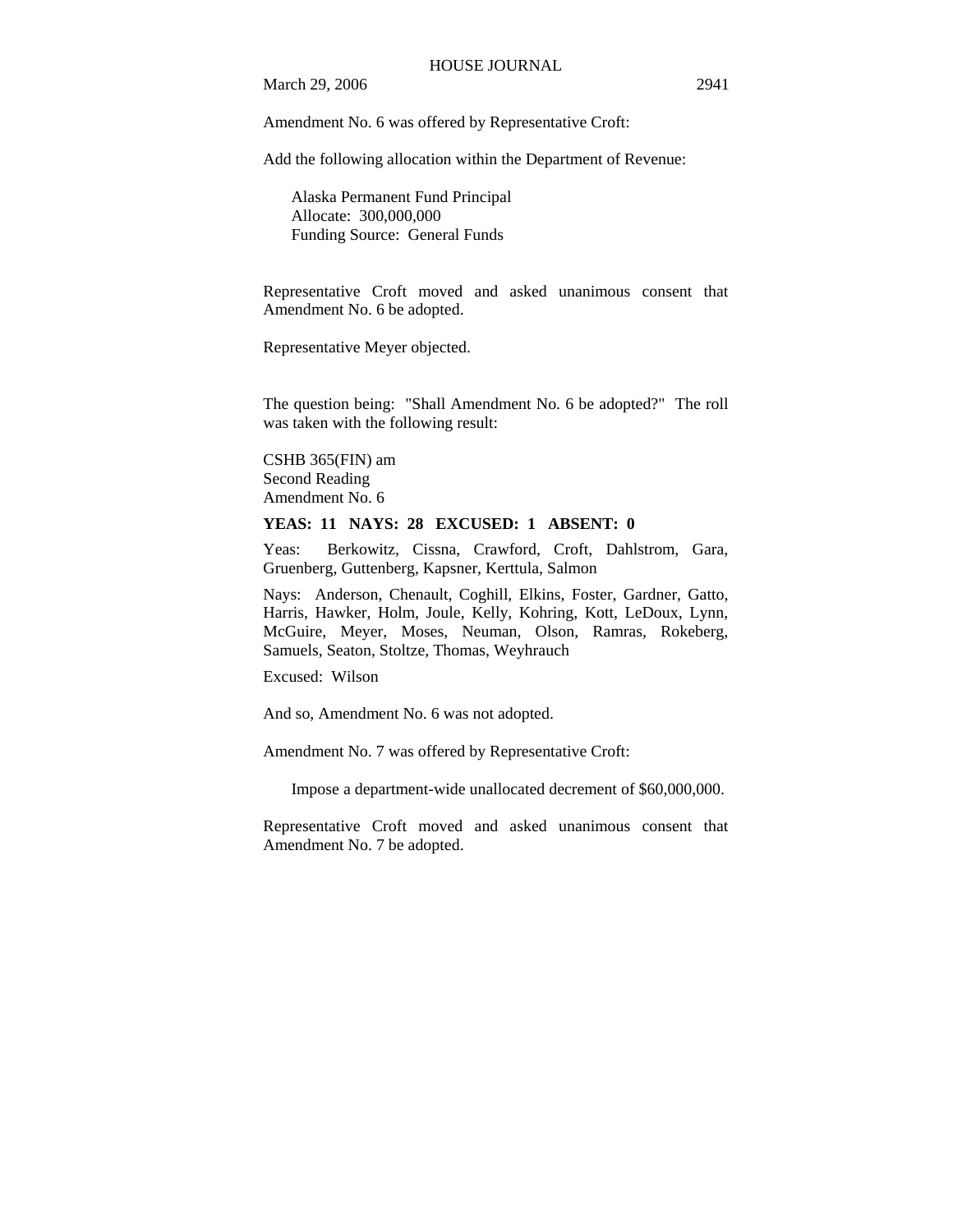Amendment No. 6 was offered by Representative Croft:

Add the following allocation within the Department of Revenue:

Alaska Permanent Fund Principal
Allocate: 300,000,000
Funding Source: General Funds

Representative Croft moved and asked unanimous consent that Amendment No. 6 be adopted.

Representative Meyer objected.

The question being: "Shall Amendment No. 6 be adopted?" The roll was taken with the following result:

CSHB 365(FIN) am
Second Reading
Amendment No. 6

**YEAS: 11 NAYS: 28 EXCUSED: 1 ABSENT: 0**

Yeas: Berkowitz, Cissna, Crawford, Croft, Dahlstrom, Gara, Gruenberg, Guttenberg, Kapsner, Kerttula, Salmon

Nays: Anderson, Chenault, Coghill, Elkins, Foster, Gardner, Gatto, Harris, Hawker, Holm, Joule, Kelly, Kohring, Kott, LeDoux, Lynn, McGuire, Meyer, Moses, Neuman, Olson, Ramras, Rokeberg, Samuels, Seaton, Stoltze, Thomas, Weyhrauch

Excused: Wilson

And so, Amendment No. 6 was not adopted.

Amendment No. 7 was offered by Representative Croft:

Impose a department-wide unallocated decrement of $60,000,000.

Representative Croft moved and asked unanimous consent that Amendment No. 7 be adopted.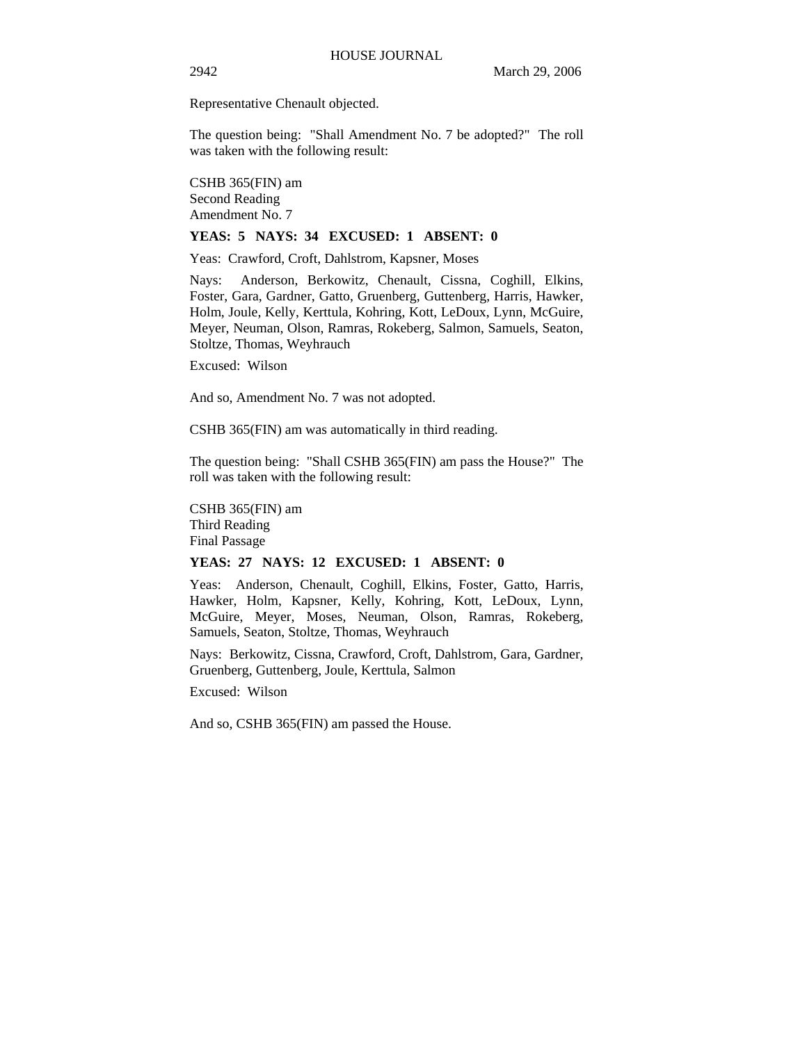Representative Chenault objected.

The question being: "Shall Amendment No. 7 be adopted?" The roll was taken with the following result:

CSHB 365(FIN) am
Second Reading
Amendment No. 7

**YEAS: 5 NAYS: 34 EXCUSED: 1 ABSENT: 0**

Yeas: Crawford, Croft, Dahlstrom, Kapsner, Moses

Nays: Anderson, Berkowitz, Chenault, Cissna, Coghill, Elkins, Foster, Gara, Gardner, Gatto, Gruenberg, Guttenberg, Harris, Hawker, Holm, Joule, Kelly, Kerttula, Kohring, Kott, LeDoux, Lynn, McGuire, Meyer, Neuman, Olson, Ramras, Rokeberg, Salmon, Samuels, Seaton, Stoltze, Thomas, Weyhrauch

Excused: Wilson

And so, Amendment No. 7 was not adopted.

CSHB 365(FIN) am was automatically in third reading.

The question being: "Shall CSHB 365(FIN) am pass the House?" The roll was taken with the following result:

CSHB 365(FIN) am
Third Reading
Final Passage

**YEAS: 27 NAYS: 12 EXCUSED: 1 ABSENT: 0**

Yeas: Anderson, Chenault, Coghill, Elkins, Foster, Gatto, Harris, Hawker, Holm, Kapsner, Kelly, Kohring, Kott, LeDoux, Lynn, McGuire, Meyer, Moses, Neuman, Olson, Ramras, Rokeberg, Samuels, Seaton, Stoltze, Thomas, Weyhrauch

Nays: Berkowitz, Cissna, Crawford, Croft, Dahlstrom, Gara, Gardner, Gruenberg, Guttenberg, Joule, Kerttula, Salmon

Excused: Wilson

And so, CSHB 365(FIN) am passed the House.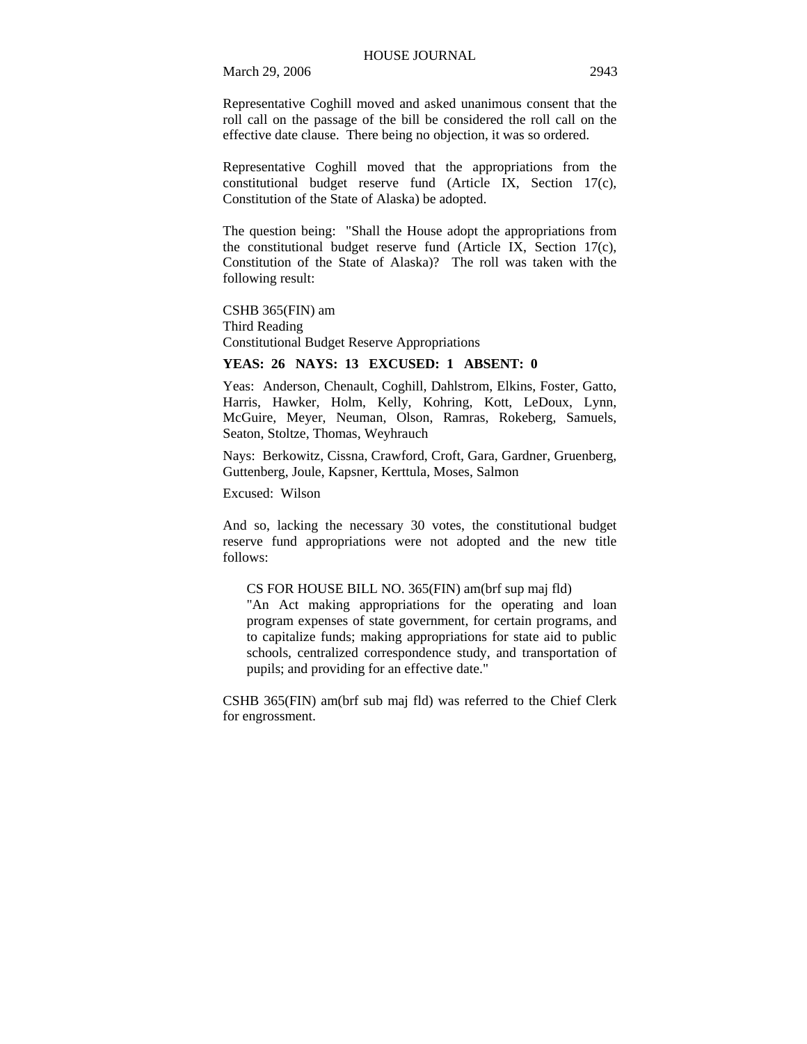Representative Coghill moved and asked unanimous consent that the roll call on the passage of the bill be considered the roll call on the effective date clause. There being no objection, it was so ordered.

Representative Coghill moved that the appropriations from the constitutional budget reserve fund (Article IX, Section 17(c), Constitution of the State of Alaska) be adopted.

The question being: "Shall the House adopt the appropriations from the constitutional budget reserve fund (Article IX, Section 17(c), Constitution of the State of Alaska)? The roll was taken with the following result:

CSHB 365(FIN) am
Third Reading
Constitutional Budget Reserve Appropriations

**YEAS: 26 NAYS: 13 EXCUSED: 1 ABSENT: 0**

Yeas: Anderson, Chenault, Coghill, Dahlstrom, Elkins, Foster, Gatto, Harris, Hawker, Holm, Kelly, Kohring, Kott, LeDoux, Lynn, McGuire, Meyer, Neuman, Olson, Ramras, Rokeberg, Samuels, Seaton, Stoltze, Thomas, Weyhrauch

Nays: Berkowitz, Cissna, Crawford, Croft, Gara, Gardner, Gruenberg, Guttenberg, Joule, Kapsner, Kerttula, Moses, Salmon

Excused: Wilson

And so, lacking the necessary 30 votes, the constitutional budget reserve fund appropriations were not adopted and the new title follows:

> CS FOR HOUSE BILL NO. 365(FIN) am(brf sup maj fld)
> "An Act making appropriations for the operating and loan program expenses of state government, for certain programs, and to capitalize funds; making appropriations for state aid to public schools, centralized correspondence study, and transportation of pupils; and providing for an effective date."

CSHB 365(FIN) am(brf sub maj fld) was referred to the Chief Clerk for engrossment.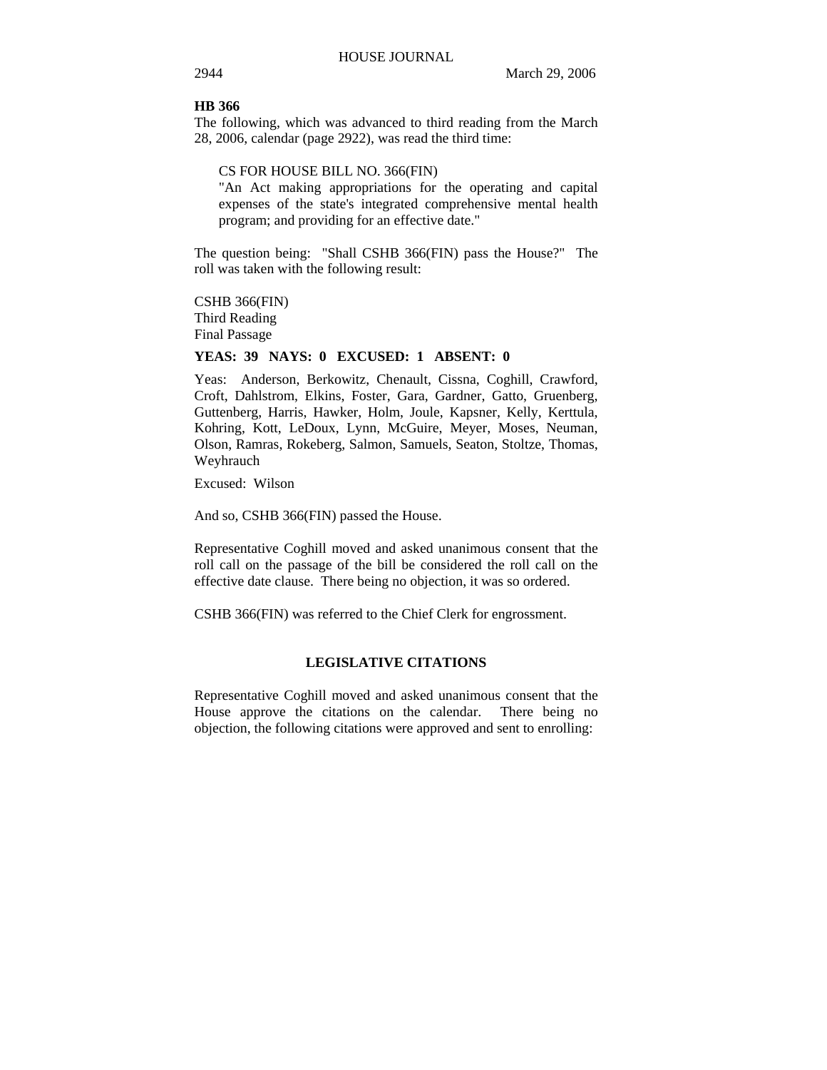**HB 366**

The following, which was advanced to third reading from the March 28, 2006, calendar (page 2922), was read the third time:

> CS FOR HOUSE BILL NO. 366(FIN)
> "An Act making appropriations for the operating and capital expenses of the state's integrated comprehensive mental health program; and providing for an effective date."

The question being: "Shall CSHB 366(FIN) pass the House?" The roll was taken with the following result:

CSHB 366(FIN)
Third Reading
Final Passage

**YEAS: 39 NAYS: 0 EXCUSED: 1 ABSENT: 0**

Yeas: Anderson, Berkowitz, Chenault, Cissna, Coghill, Crawford, Croft, Dahlstrom, Elkins, Foster, Gara, Gardner, Gatto, Gruenberg, Guttenberg, Harris, Hawker, Holm, Joule, Kapsner, Kelly, Kerttula, Kohring, Kott, LeDoux, Lynn, McGuire, Meyer, Moses, Neuman, Olson, Ramras, Rokeberg, Salmon, Samuels, Seaton, Stoltze, Thomas, Weyhrauch

Excused: Wilson

And so, CSHB 366(FIN) passed the House.

Representative Coghill moved and asked unanimous consent that the roll call on the passage of the bill be considered the roll call on the effective date clause. There being no objection, it was so ordered.

CSHB 366(FIN) was referred to the Chief Clerk for engrossment.

## LEGISLATIVE CITATIONS

Representative Coghill moved and asked unanimous consent that the House approve the citations on the calendar. There being no objection, the following citations were approved and sent to enrolling: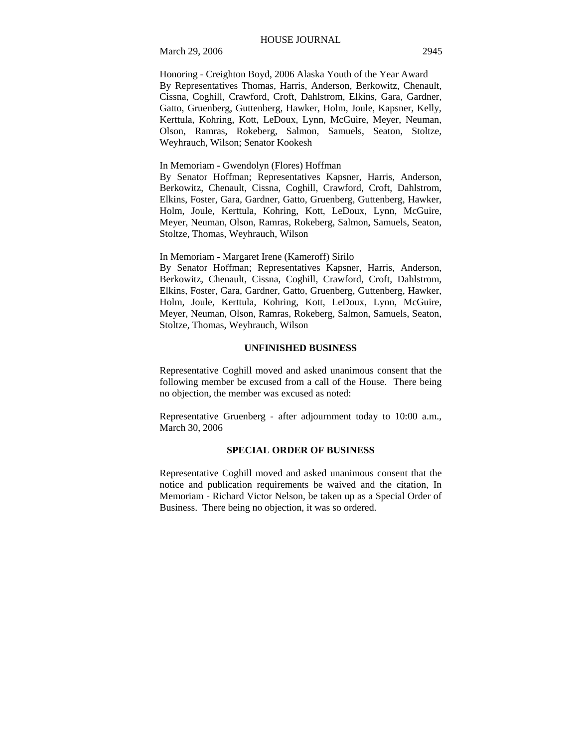Honoring - Creighton Boyd, 2006 Alaska Youth of the Year Award
By Representatives Thomas, Harris, Anderson, Berkowitz, Chenault, Cissna, Coghill, Crawford, Croft, Dahlstrom, Elkins, Gara, Gardner, Gatto, Gruenberg, Guttenberg, Hawker, Holm, Joule, Kapsner, Kelly, Kerttula, Kohring, Kott, LeDoux, Lynn, McGuire, Meyer, Neuman, Olson, Ramras, Rokeberg, Salmon, Samuels, Seaton, Stoltze, Weyhrauch, Wilson; Senator Kookesh

In Memoriam - Gwendolyn (Flores) Hoffman
By Senator Hoffman; Representatives Kapsner, Harris, Anderson, Berkowitz, Chenault, Cissna, Coghill, Crawford, Croft, Dahlstrom, Elkins, Foster, Gara, Gardner, Gatto, Gruenberg, Guttenberg, Hawker, Holm, Joule, Kerttula, Kohring, Kott, LeDoux, Lynn, McGuire, Meyer, Neuman, Olson, Ramras, Rokeberg, Salmon, Samuels, Seaton, Stoltze, Thomas, Weyhrauch, Wilson

In Memoriam - Margaret Irene (Kameroff) Sirilo
By Senator Hoffman; Representatives Kapsner, Harris, Anderson, Berkowitz, Chenault, Cissna, Coghill, Crawford, Croft, Dahlstrom, Elkins, Foster, Gara, Gardner, Gatto, Gruenberg, Guttenberg, Hawker, Holm, Joule, Kerttula, Kohring, Kott, LeDoux, Lynn, McGuire, Meyer, Neuman, Olson, Ramras, Rokeberg, Salmon, Samuels, Seaton, Stoltze, Thomas, Weyhrauch, Wilson

**UNFINISHED BUSINESS**

Representative Coghill moved and asked unanimous consent that the following member be excused from a call of the House. There being no objection, the member was excused as noted:

Representative Gruenberg - after adjournment today to 10:00 a.m., March 30, 2006

**SPECIAL ORDER OF BUSINESS**

Representative Coghill moved and asked unanimous consent that the notice and publication requirements be waived and the citation, In Memoriam - Richard Victor Nelson, be taken up as a Special Order of Business. There being no objection, it was so ordered.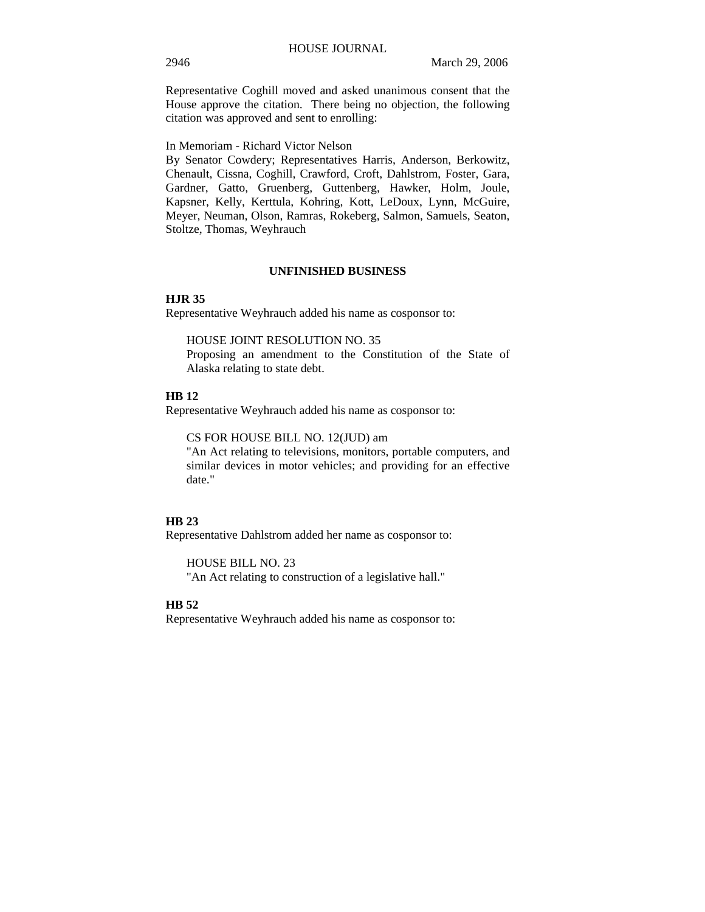Representative Coghill moved and asked unanimous consent that the House approve the citation. There being no objection, the following citation was approved and sent to enrolling:

In Memoriam - Richard Victor Nelson
By Senator Cowdery; Representatives Harris, Anderson, Berkowitz, Chenault, Cissna, Coghill, Crawford, Croft, Dahlstrom, Foster, Gara, Gardner, Gatto, Gruenberg, Guttenberg, Hawker, Holm, Joule, Kapsner, Kelly, Kerttula, Kohring, Kott, LeDoux, Lynn, McGuire, Meyer, Neuman, Olson, Ramras, Rokeberg, Salmon, Samuels, Seaton, Stoltze, Thomas, Weyhrauch

## UNFINISHED BUSINESS

**HJR 35**
Representative Weyhrauch added his name as cosponsor to:

HOUSE JOINT RESOLUTION NO. 35
Proposing an amendment to the Constitution of the State of Alaska relating to state debt.

**HB 12**
Representative Weyhrauch added his name as cosponsor to:

CS FOR HOUSE BILL NO. 12(JUD) am
"An Act relating to televisions, monitors, portable computers, and similar devices in motor vehicles; and providing for an effective date."

**HB 23**
Representative Dahlstrom added her name as cosponsor to:

HOUSE BILL NO. 23
"An Act relating to construction of a legislative hall."

**HB 52**
Representative Weyhrauch added his name as cosponsor to: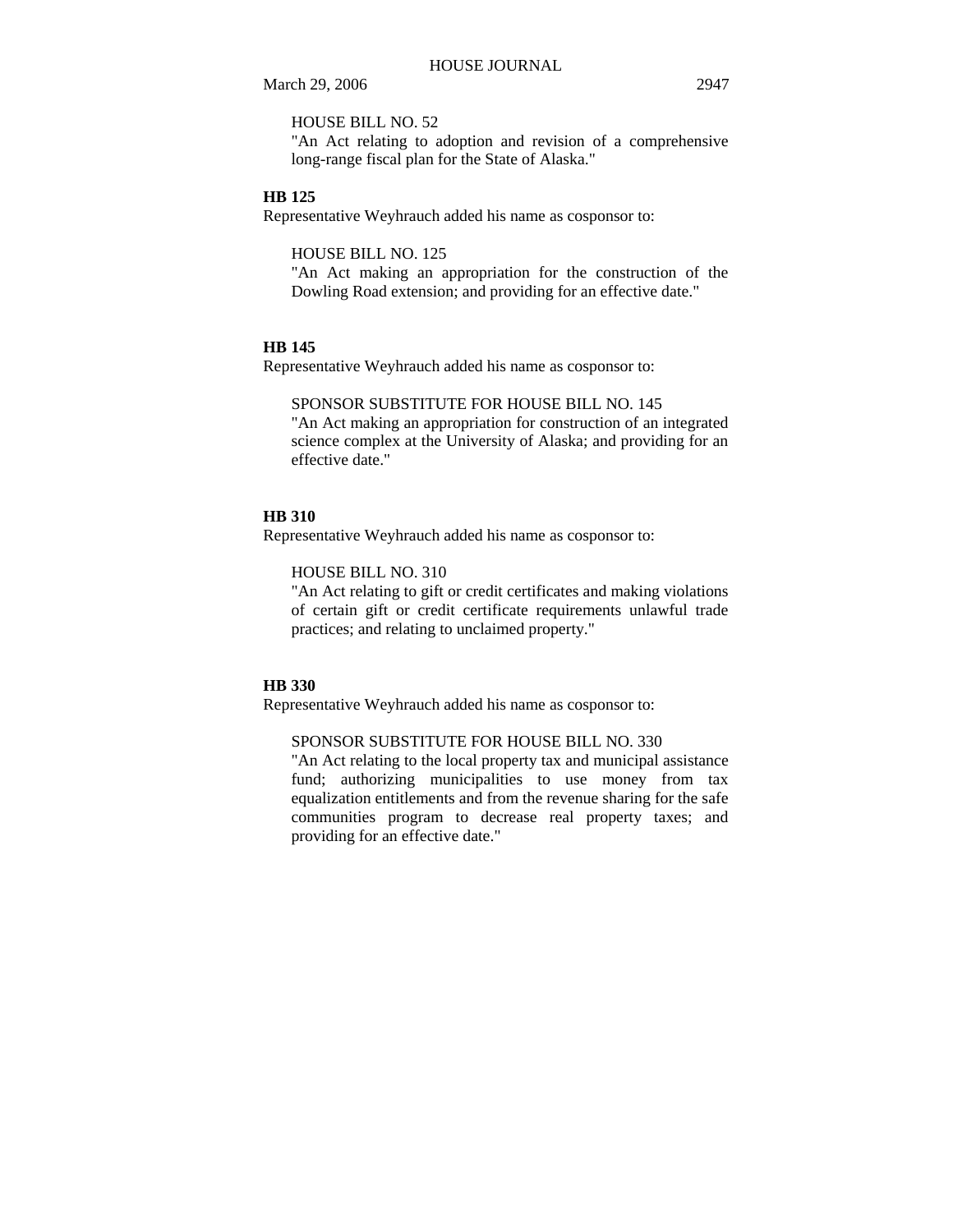HOUSE BILL NO. 52
"An Act relating to adoption and revision of a comprehensive long-range fiscal plan for the State of Alaska."

**HB 125**

Representative Weyhrauch added his name as cosponsor to:

HOUSE BILL NO. 125
"An Act making an appropriation for the construction of the Dowling Road extension; and providing for an effective date."

**HB 145**

Representative Weyhrauch added his name as cosponsor to:

SPONSOR SUBSTITUTE FOR HOUSE BILL NO. 145
"An Act making an appropriation for construction of an integrated science complex at the University of Alaska; and providing for an effective date."

**HB 310**

Representative Weyhrauch added his name as cosponsor to:

HOUSE BILL NO. 310
"An Act relating to gift or credit certificates and making violations of certain gift or credit certificate requirements unlawful trade practices; and relating to unclaimed property."

**HB 330**

Representative Weyhrauch added his name as cosponsor to:

SPONSOR SUBSTITUTE FOR HOUSE BILL NO. 330
"An Act relating to the local property tax and municipal assistance fund; authorizing municipalities to use money from tax equalization entitlements and from the revenue sharing for the safe communities program to decrease real property taxes; and providing for an effective date."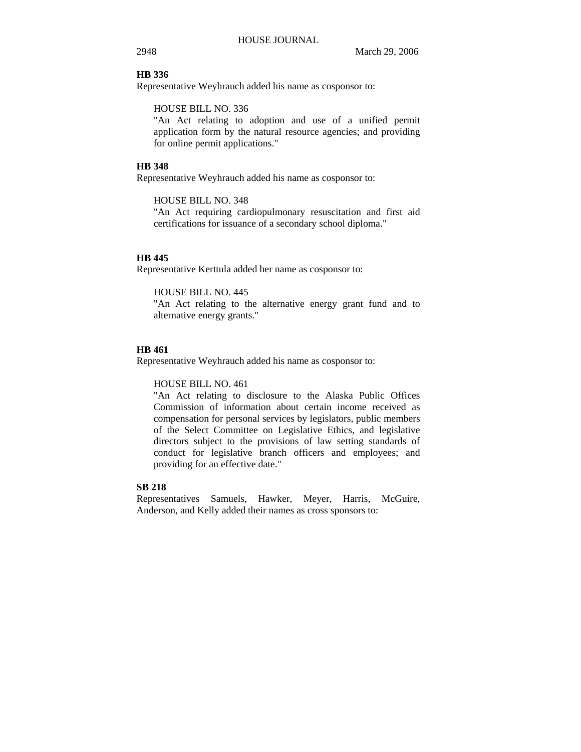**HB 336**

Representative Weyhrauch added his name as cosponsor to:

HOUSE BILL NO. 336
"An Act relating to adoption and use of a unified permit application form by the natural resource agencies; and providing for online permit applications."

**HB 348**

Representative Weyhrauch added his name as cosponsor to:

HOUSE BILL NO. 348
"An Act requiring cardiopulmonary resuscitation and first aid certifications for issuance of a secondary school diploma."

**HB 445**

Representative Kerttula added her name as cosponsor to:

HOUSE BILL NO. 445
"An Act relating to the alternative energy grant fund and to alternative energy grants."

**HB 461**

Representative Weyhrauch added his name as cosponsor to:

HOUSE BILL NO. 461
"An Act relating to disclosure to the Alaska Public Offices Commission of information about certain income received as compensation for personal services by legislators, public members of the Select Committee on Legislative Ethics, and legislative directors subject to the provisions of law setting standards of conduct for legislative branch officers and employees; and providing for an effective date."

**SB 218**

Representatives Samuels, Hawker, Meyer, Harris, McGuire, Anderson, and Kelly added their names as cross sponsors to: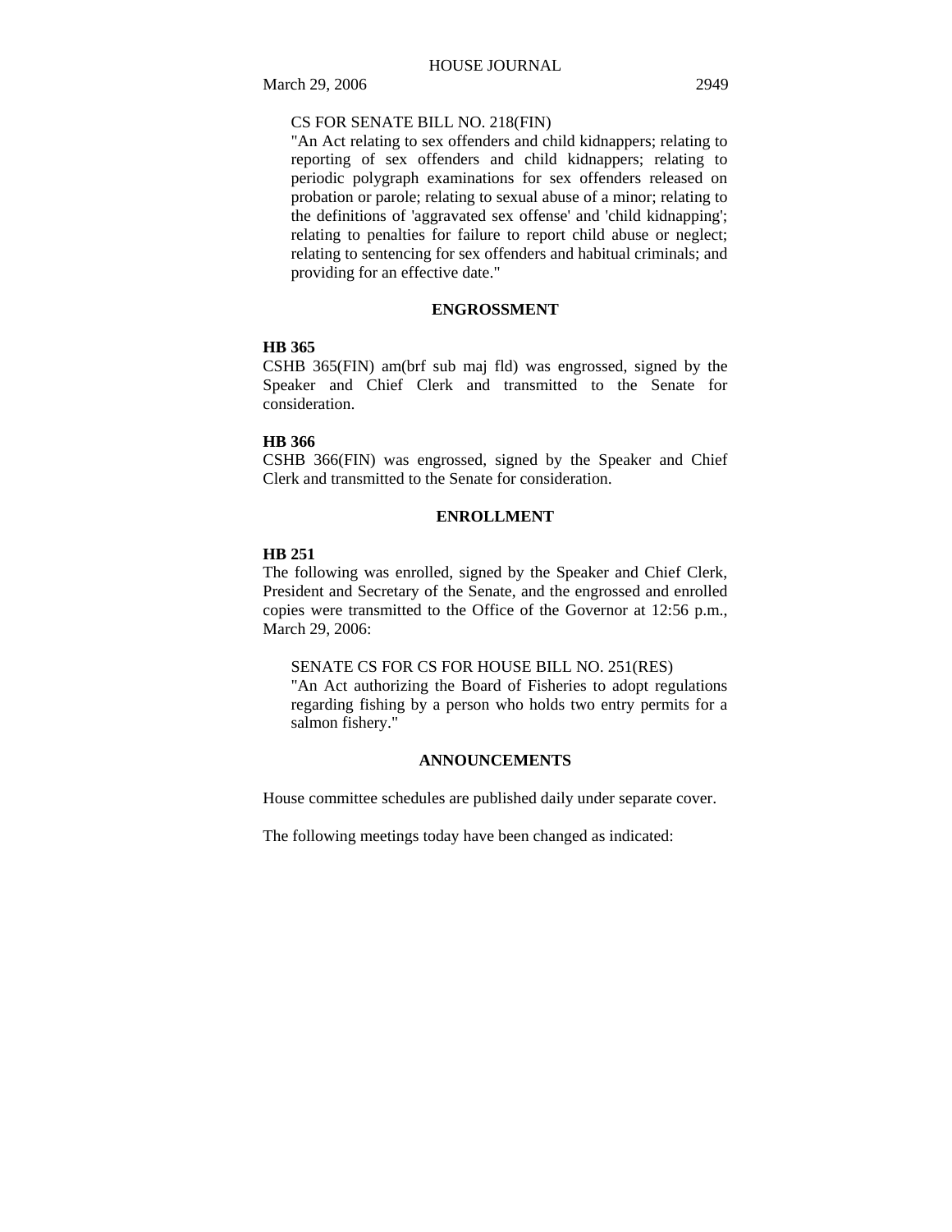CS FOR SENATE BILL NO. 218(FIN)

"An Act relating to sex offenders and child kidnappers; relating to reporting of sex offenders and child kidnappers; relating to periodic polygraph examinations for sex offenders released on probation or parole; relating to sexual abuse of a minor; relating to the definitions of 'aggravated sex offense' and 'child kidnapping'; relating to penalties for failure to report child abuse or neglect; relating to sentencing for sex offenders and habitual criminals; and providing for an effective date."

## ENGROSSMENT

**HB 365**

CSHB 365(FIN) am(brf sub maj fld) was engrossed, signed by the Speaker and Chief Clerk and transmitted to the Senate for consideration.

**HB 366**

CSHB 366(FIN) was engrossed, signed by the Speaker and Chief Clerk and transmitted to the Senate for consideration.

## ENROLLMENT

**HB 251**

The following was enrolled, signed by the Speaker and Chief Clerk, President and Secretary of the Senate, and the engrossed and enrolled copies were transmitted to the Office of the Governor at 12:56 p.m., March 29, 2006:

SENATE CS FOR CS FOR HOUSE BILL NO. 251(RES)

"An Act authorizing the Board of Fisheries to adopt regulations regarding fishing by a person who holds two entry permits for a salmon fishery."

## ANNOUNCEMENTS

House committee schedules are published daily under separate cover.

The following meetings today have been changed as indicated: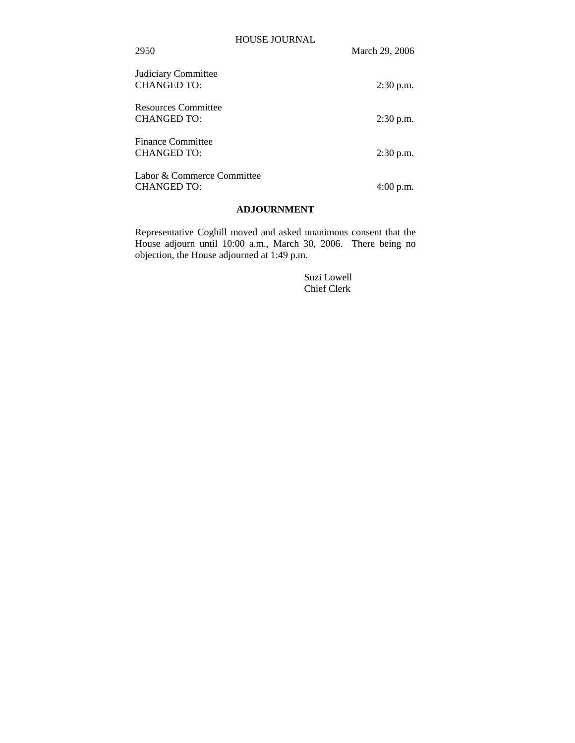Judiciary Committee
CHANGED TO: 2:30 p.m.

Resources Committee
CHANGED TO: 2:30 p.m.

Finance Committee
CHANGED TO: 2:30 p.m.

Labor & Commerce Committee
CHANGED TO: 4:00 p.m.

## ADJOURNMENT

Representative Coghill moved and asked unanimous consent that the House adjourn until 10:00 a.m., March 30, 2006. There being no objection, the House adjourned at 1:49 p.m.

Suzi Lowell
Chief Clerk